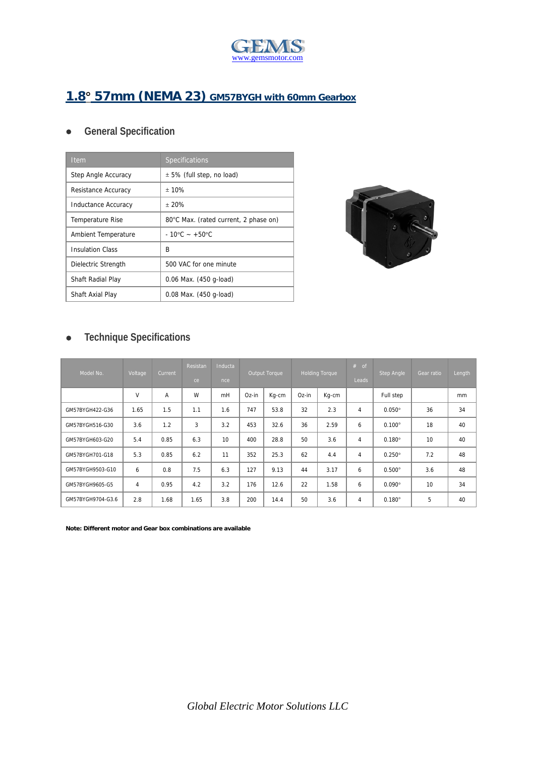GEMS
www.gemsmotor.com

# 1.8° 57mm (NEMA 23) GM57BYGH with 60mm Gearbox

## General Specification

| Item | Specifications |
|---|---|
| Step Angle Accuracy | ± 5% (full step, no load) |
| Resistance Accuracy | ± 10% |
| Inductance Accuracy | ± 20% |
| Temperature Rise | 80°C Max. (rated current, 2 phase on) |
| Ambient Temperature | - 10°C ~ +50°C |
| Insulation Class | B |
| Dielectric Strength | 500 VAC for one minute |
| Shaft Radial Play | 0.06 Max. (450 g-load) |
| Shaft Axial Play | 0.08 Max. (450 g-load) |

## Technique Specifications

| Model No. | Voltage | Current | Resistance | Inductance | Output Torque | | Holding Torque | | # of Leads | Step Angle | Gear ratio | Length |
|---|---|---|---|---|---|---|---|---|---|---|---|---|
| | V | A | W | mH | Oz-in | Kg-cm | Oz-in | Kg-cm | | Full step | | mm |
| GM57BYGH422-G36 | 1.65 | 1.5 | 1.1 | 1.6 | 747 | 53.8 | 32 | 2.3 | 4 | 0.050° | 36 | 34 |
| GM57BYGH516-G30 | 3.6 | 1.2 | 3 | 3.2 | 453 | 32.6 | 36 | 2.59 | 6 | 0.100° | 18 | 40 |
| GM57BYGH603-G20 | 5.4 | 0.85 | 6.3 | 10 | 400 | 28.8 | 50 | 3.6 | 4 | 0.180° | 10 | 40 |
| GM57BYGH701-G18 | 5.3 | 0.85 | 6.2 | 11 | 352 | 25.3 | 62 | 4.4 | 4 | 0.250° | 7.2 | 48 |
| GM57BYGH9503-G10 | 6 | 0.8 | 7.5 | 6.3 | 127 | 9.13 | 44 | 3.17 | 6 | 0.500° | 3.6 | 48 |
| GM57BYGH9605-G5 | 4 | 0.95 | 4.2 | 3.2 | 176 | 12.6 | 22 | 1.58 | 6 | 0.090° | 10 | 34 |
| GM57BYGH9704-G3.6 | 2.8 | 1.68 | 1.65 | 3.8 | 200 | 14.4 | 50 | 3.6 | 4 | 0.180° | 5 | 40 |

**Note: Different motor and Gear box combinations are available**

*Global Electric Motor Solutions LLC*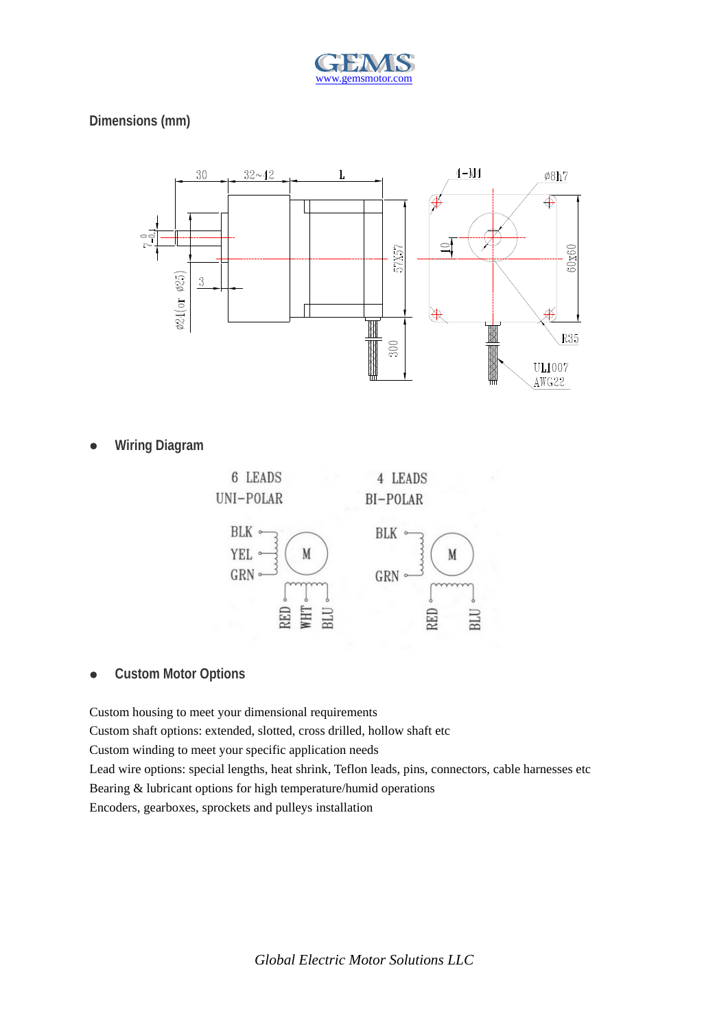GEMS
www.gemsmotor.com

## Dimensions (mm)

30
32~42
L
4-M4
ø8h7
7-0.1
10
57X57
60x60
ø24(or ø25)
3
300
R35
UL1007
AWG22

## Wiring Diagram

6 LEADS
UNI-POLAR
BLK
YEL
GRN
M
RED
WHT
BLU

4 LEADS
BI-POLAR
BLK
GRN
M
RED
BLU

## Custom Motor Options

Custom housing to meet your dimensional requirements
Custom shaft options: extended, slotted, cross drilled, hollow shaft etc
Custom winding to meet your specific application needs
Lead wire options: special lengths, heat shrink, Teflon leads, pins, connectors, cable harnesses etc
Bearing & lubricant options for high temperature/humid operations
Encoders, gearboxes, sprockets and pulleys installation

*Global Electric Motor Solutions LLC*